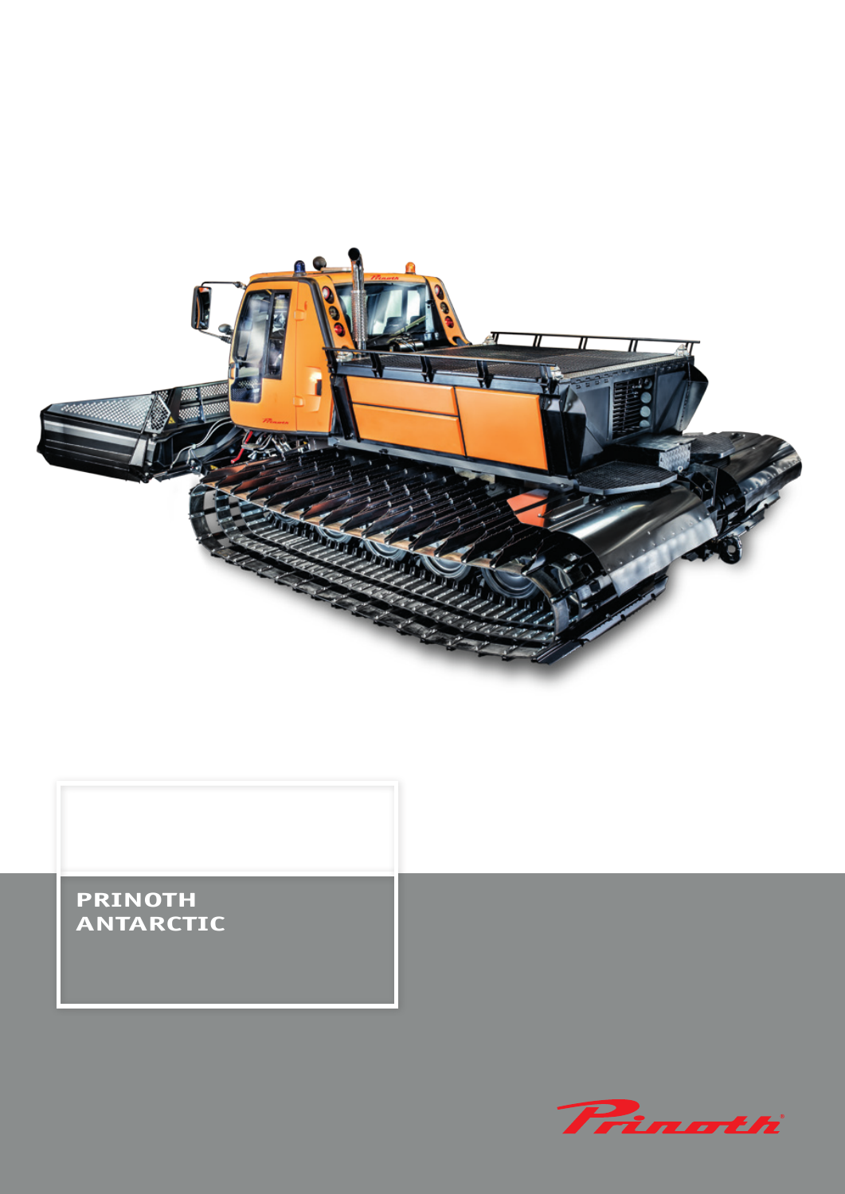# PRINOTH ANTARCTIC

Prinoth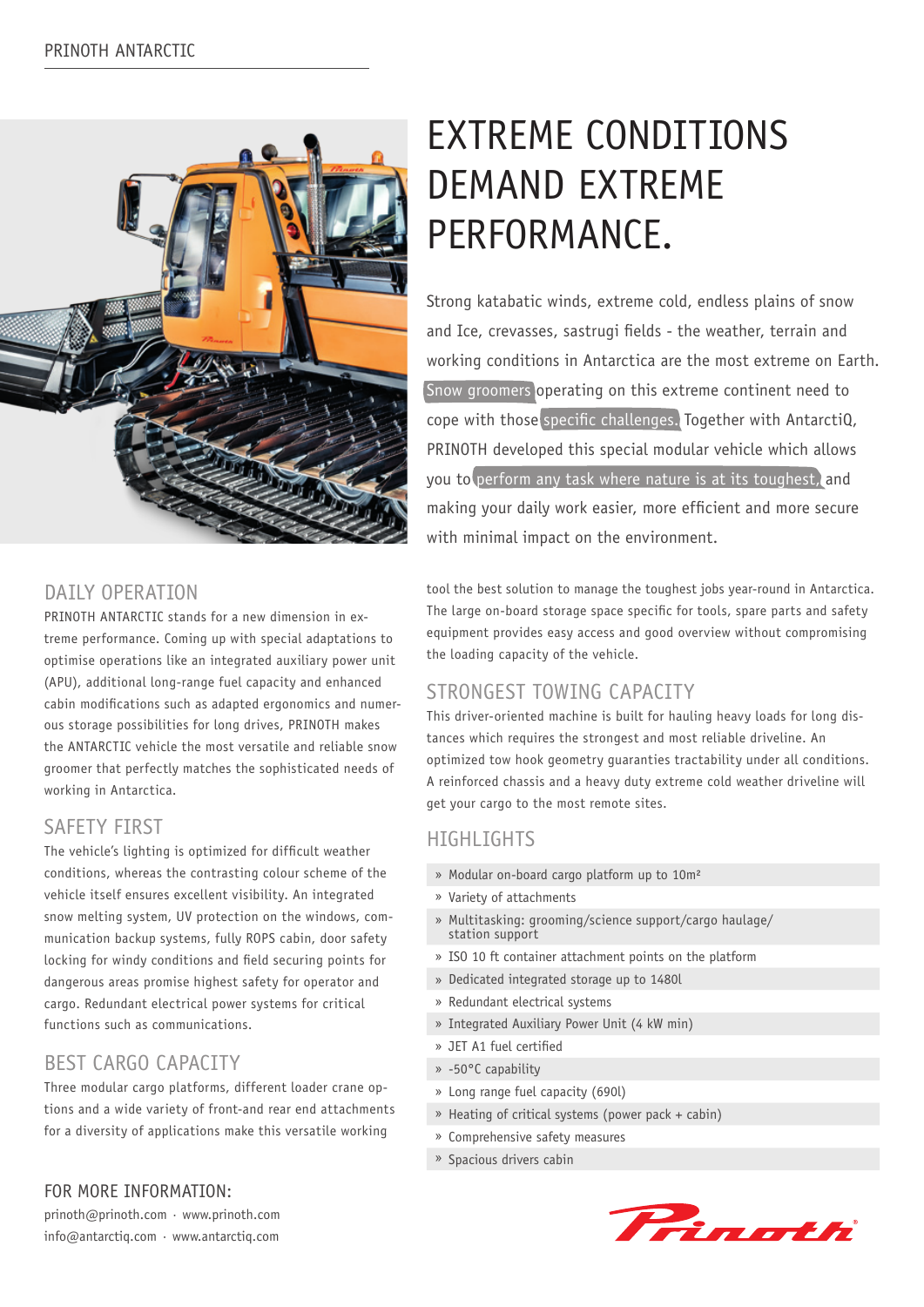# EXTREME CONDITIONS DEMAND EXTREME PERFORMANCE.

Strong katabatic winds, extreme cold, endless plains of snow and Ice, crevasses, sastrugi fields - the weather, terrain and working conditions in Antarctica are the most extreme on Earth. Snow groomers operating on this extreme continent need to cope with those specific challenges. Together with AntarctiQ, PRINOTH developed this special modular vehicle which allows you to perform any task where nature is at its toughest, and making your daily work easier, more efficient and more secure with minimal impact on the environment.

## DAILY OPERATION

PRINOTH ANTARCTIC stands for a new dimension in extreme performance. Coming up with special adaptations to optimise operations like an integrated auxiliary power unit (APU), additional long-range fuel capacity and enhanced cabin modifications such as adapted ergonomics and numerous storage possibilities for long drives, PRINOTH makes the ANTARCTIC vehicle the most versatile and reliable snow groomer that perfectly matches the sophisticated needs of working in Antarctica.

## SAFETY FIRST

The vehicle's lighting is optimized for difficult weather conditions, whereas the contrasting colour scheme of the vehicle itself ensures excellent visibility. An integrated snow melting system, UV protection on the windows, communication backup systems, fully ROPS cabin, door safety locking for windy conditions and field securing points for dangerous areas promise highest safety for operator and cargo. Redundant electrical power systems for critical functions such as communications.

## BEST CARGO CAPACITY

Three modular cargo platforms, different loader crane options and a wide variety of front-and rear end attachments for a diversity of applications make this versatile working tool the best solution to manage the toughest jobs year-round in Antarctica. The large on-board storage space specific for tools, spare parts and safety equipment provides easy access and good overview without compromising the loading capacity of the vehicle.

## STRONGEST TOWING CAPACITY

This driver-oriented machine is built for hauling heavy loads for long distances which requires the strongest and most reliable driveline. An optimized tow hook geometry guaranties tractability under all conditions. A reinforced chassis and a heavy duty extreme cold weather driveline will get your cargo to the most remote sites.

## HIGHLIGHTS

- Modular on-board cargo platform up to 10m²
- Variety of attachments
- Multitasking: grooming/science support/cargo haulage/station support
- ISO 10 ft container attachment points on the platform
- Dedicated integrated storage up to 1480l
- Redundant electrical systems
- Integrated Auxiliary Power Unit (4 kW min)
- JET A1 fuel certified
- -50°C capability
- Long range fuel capacity (690l)
- Heating of critical systems (power pack + cabin)
- Comprehensive safety measures
- Spacious drivers cabin

## FOR MORE INFORMATION:

prinoth@prinoth.com · www.prinoth.com
info@antarctiq.com · www.antarctiq.com